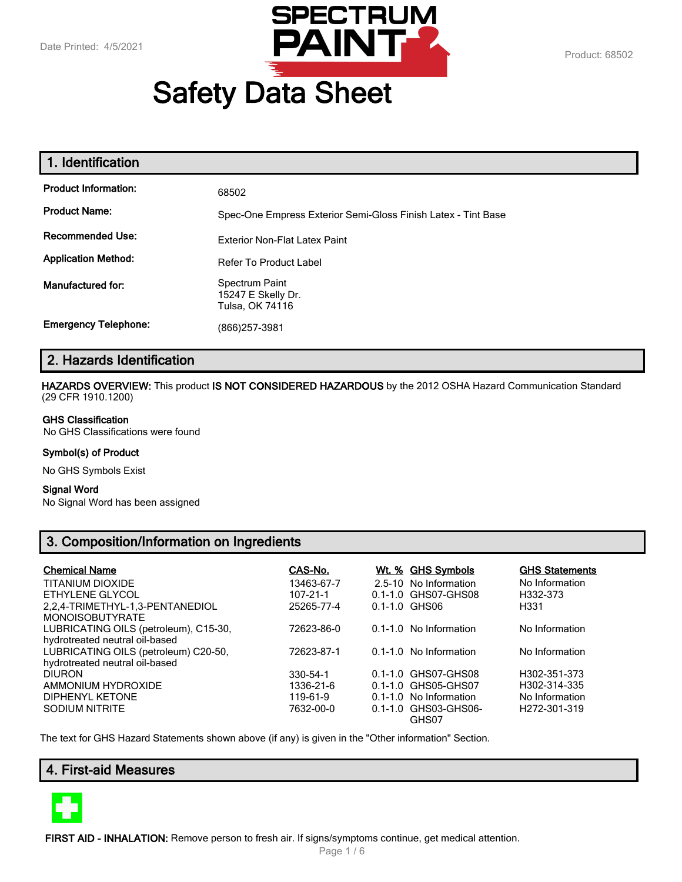Date Printed: 4/5/2021

Product: 68502

# Safety Data Sheet

## 1. Identification

| | |
|---|---|
| **Product Information:** | 68502 |
| **Product Name:** | Spec-One Empress Exterior Semi-Gloss Finish Latex - Tint Base |
| **Recommended Use:** | Exterior Non-Flat Latex Paint |
| **Application Method:** | Refer To Product Label |
| **Manufactured for:** | Spectrum Paint<br>15247 E Skelly Dr.<br>Tulsa, OK 74116 |
| **Emergency Telephone:** | (866)257-3981 |

## 2. Hazards Identification

**HAZARDS OVERVIEW:** This product **IS NOT CONSIDERED HAZARDOUS** by the 2012 OSHA Hazard Communication Standard (29 CFR 1910.1200)

**GHS Classification**

No GHS Classifications were found

**Symbol(s) of Product**

No GHS Symbols Exist

**Signal Word**

No Signal Word has been assigned

## 3. Composition/Information on Ingredients

| Chemical Name | CAS-No. | Wt. % | GHS Symbols | GHS Statements |
|---|---|---|---|---|
| TITANIUM DIOXIDE | 13463-67-7 | 2.5-10 | No Information | No Information |
| ETHYLENE GLYCOL | 107-21-1 | 0.1-1.0 | GHS07-GHS08 | H332-373 |
| 2,2,4-TRIMETHYL-1,3-PENTANEDIOL MONOISOBUTYRATE | 25265-77-4 | 0.1-1.0 | GHS06 | H331 |
| LUBRICATING OILS (petroleum), C15-30, hydrotreated neutral oil-based | 72623-86-0 | 0.1-1.0 | No Information | No Information |
| LUBRICATING OILS (petroleum) C20-50, hydrotreated neutral oil-based | 72623-87-1 | 0.1-1.0 | No Information | No Information |
| DIURON | 330-54-1 | 0.1-1.0 | GHS07-GHS08 | H302-351-373 |
| AMMONIUM HYDROXIDE | 1336-21-6 | 0.1-1.0 | GHS05-GHS07 | H302-314-335 |
| DIPHENYL KETONE | 119-61-9 | 0.1-1.0 | No Information | No Information |
| SODIUM NITRITE | 7632-00-0 | 0.1-1.0 | GHS03-GHS06-GHS07 | H272-301-319 |

The text for GHS Hazard Statements shown above (if any) is given in the "Other information" Section.

## 4. First-aid Measures

**FIRST AID - INHALATION:** Remove person to fresh air. If signs/symptoms continue, get medical attention.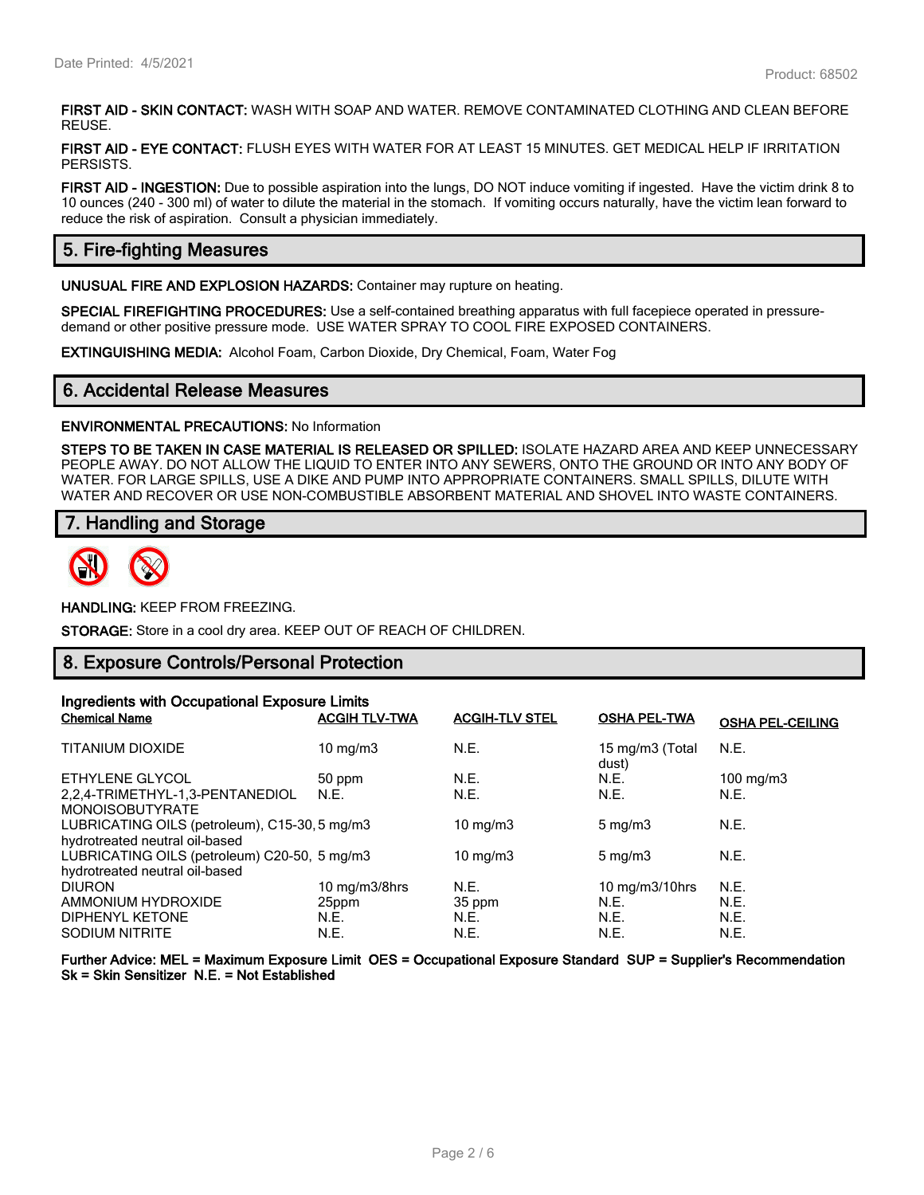**FIRST AID - SKIN CONTACT:** WASH WITH SOAP AND WATER. REMOVE CONTAMINATED CLOTHING AND CLEAN BEFORE REUSE.

**FIRST AID - EYE CONTACT:** FLUSH EYES WITH WATER FOR AT LEAST 15 MINUTES. GET MEDICAL HELP IF IRRITATION PERSISTS.

**FIRST AID - INGESTION:** Due to possible aspiration into the lungs, DO NOT induce vomiting if ingested. Have the victim drink 8 to 10 ounces (240 - 300 ml) of water to dilute the material in the stomach. If vomiting occurs naturally, have the victim lean forward to reduce the risk of aspiration. Consult a physician immediately.

## 5. Fire-fighting Measures

**UNUSUAL FIRE AND EXPLOSION HAZARDS:** Container may rupture on heating.

**SPECIAL FIREFIGHTING PROCEDURES:** Use a self-contained breathing apparatus with full facepiece operated in pressure-demand or other positive pressure mode. USE WATER SPRAY TO COOL FIRE EXPOSED CONTAINERS.

**EXTINGUISHING MEDIA:** Alcohol Foam, Carbon Dioxide, Dry Chemical, Foam, Water Fog

## 6. Accidental Release Measures

**ENVIRONMENTAL PRECAUTIONS:** No Information

**STEPS TO BE TAKEN IN CASE MATERIAL IS RELEASED OR SPILLED:** ISOLATE HAZARD AREA AND KEEP UNNECESSARY PEOPLE AWAY. DO NOT ALLOW THE LIQUID TO ENTER INTO ANY SEWERS, ONTO THE GROUND OR INTO ANY BODY OF WATER. FOR LARGE SPILLS, USE A DIKE AND PUMP INTO APPROPRIATE CONTAINERS. SMALL SPILLS, DILUTE WITH WATER AND RECOVER OR USE NON-COMBUSTIBLE ABSORBENT MATERIAL AND SHOVEL INTO WASTE CONTAINERS.

## 7. Handling and Storage

**HANDLING:** KEEP FROM FREEZING.

**STORAGE:** Store in a cool dry area. KEEP OUT OF REACH OF CHILDREN.

## 8. Exposure Controls/Personal Protection

**Ingredients with Occupational Exposure Limits**

| Chemical Name | ACGIH TLV-TWA | ACGIH-TLV STEL | OSHA PEL-TWA | OSHA PEL-CEILING |
|---|---|---|---|---|
| TITANIUM DIOXIDE | 10 mg/m3 | N.E. | 15 mg/m3 (Total dust) | N.E. |
| ETHYLENE GLYCOL | 50 ppm | N.E. | N.E. | 100 mg/m3 |
| 2,2,4-TRIMETHYL-1,3-PENTANEDIOL MONOISOBUTYRATE | N.E. | N.E. | N.E. | N.E. |
| LUBRICATING OILS (petroleum), C15-30, hydrotreated neutral oil-based | 5 mg/m3 | 10 mg/m3 | 5 mg/m3 | N.E. |
| LUBRICATING OILS (petroleum) C20-50, hydrotreated neutral oil-based | 5 mg/m3 | 10 mg/m3 | 5 mg/m3 | N.E. |
| DIURON | 10 mg/m3/8hrs | N.E. | 10 mg/m3/10hrs | N.E. |
| AMMONIUM HYDROXIDE | 25ppm | 35 ppm | N.E. | N.E. |
| DIPHENYL KETONE | N.E. | N.E. | N.E. | N.E. |
| SODIUM NITRITE | N.E. | N.E. | N.E. | N.E. |

**Further Advice: MEL = Maximum Exposure Limit OES = Occupational Exposure Standard SUP = Supplier's Recommendation Sk = Skin Sensitizer N.E. = Not Established**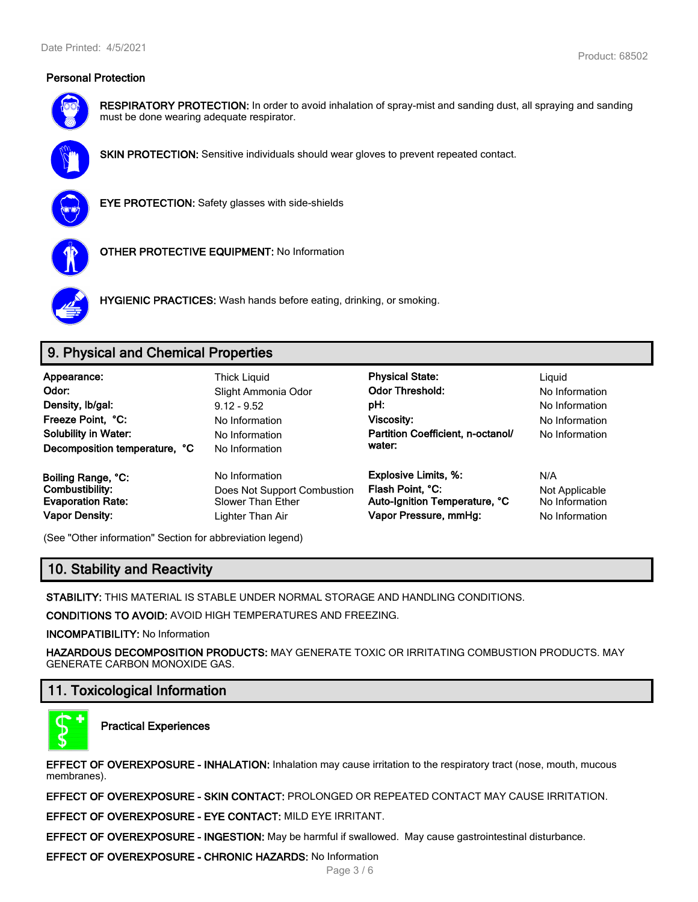### Personal Protection

**RESPIRATORY PROTECTION:** In order to avoid inhalation of spray-mist and sanding dust, all spraying and sanding must be done wearing adequate respirator.

**SKIN PROTECTION:** Sensitive individuals should wear gloves to prevent repeated contact.

**EYE PROTECTION:** Safety glasses with side-shields

**OTHER PROTECTIVE EQUIPMENT:** No Information

**HYGIENIC PRACTICES:** Wash hands before eating, drinking, or smoking.

## 9. Physical and Chemical Properties

| | | | |
|---|---|---|---|
| **Appearance:** | Thick Liquid | **Physical State:** | Liquid |
| **Odor:** | Slight Ammonia Odor | **Odor Threshold:** | No Information |
| **Density, lb/gal:** | 9.12 - 9.52 | **pH:** | No Information |
| **Freeze Point, °C:** | No Information | **Viscosity:** | No Information |
| **Solubility in Water:** | No Information | **Partition Coefficient, n-octanol/ water:** | No Information |
| **Decomposition temperature, °C** | No Information | | |
| **Boiling Range, °C:** | No Information | **Explosive Limits, %:** | N/A |
| **Combustibility:** | Does Not Support Combustion | **Flash Point, °C:** | Not Applicable |
| **Evaporation Rate:** | Slower Than Ether | **Auto-Ignition Temperature, °C** | No Information |
| **Vapor Density:** | Lighter Than Air | **Vapor Pressure, mmHg:** | No Information |

(See "Other information" Section for abbreviation legend)

## 10. Stability and Reactivity

**STABILITY:** THIS MATERIAL IS STABLE UNDER NORMAL STORAGE AND HANDLING CONDITIONS.

**CONDITIONS TO AVOID:** AVOID HIGH TEMPERATURES AND FREEZING.

**INCOMPATIBILITY:** No Information

**HAZARDOUS DECOMPOSITION PRODUCTS:** MAY GENERATE TOXIC OR IRRITATING COMBUSTION PRODUCTS. MAY GENERATE CARBON MONOXIDE GAS.

## 11. Toxicological Information

**Practical Experiences**

**EFFECT OF OVEREXPOSURE - INHALATION:** Inhalation may cause irritation to the respiratory tract (nose, mouth, mucous membranes).

**EFFECT OF OVEREXPOSURE - SKIN CONTACT:** PROLONGED OR REPEATED CONTACT MAY CAUSE IRRITATION.

**EFFECT OF OVEREXPOSURE - EYE CONTACT:** MILD EYE IRRITANT.

**EFFECT OF OVEREXPOSURE - INGESTION:** May be harmful if swallowed. May cause gastrointestinal disturbance.

**EFFECT OF OVEREXPOSURE - CHRONIC HAZARDS:** No Information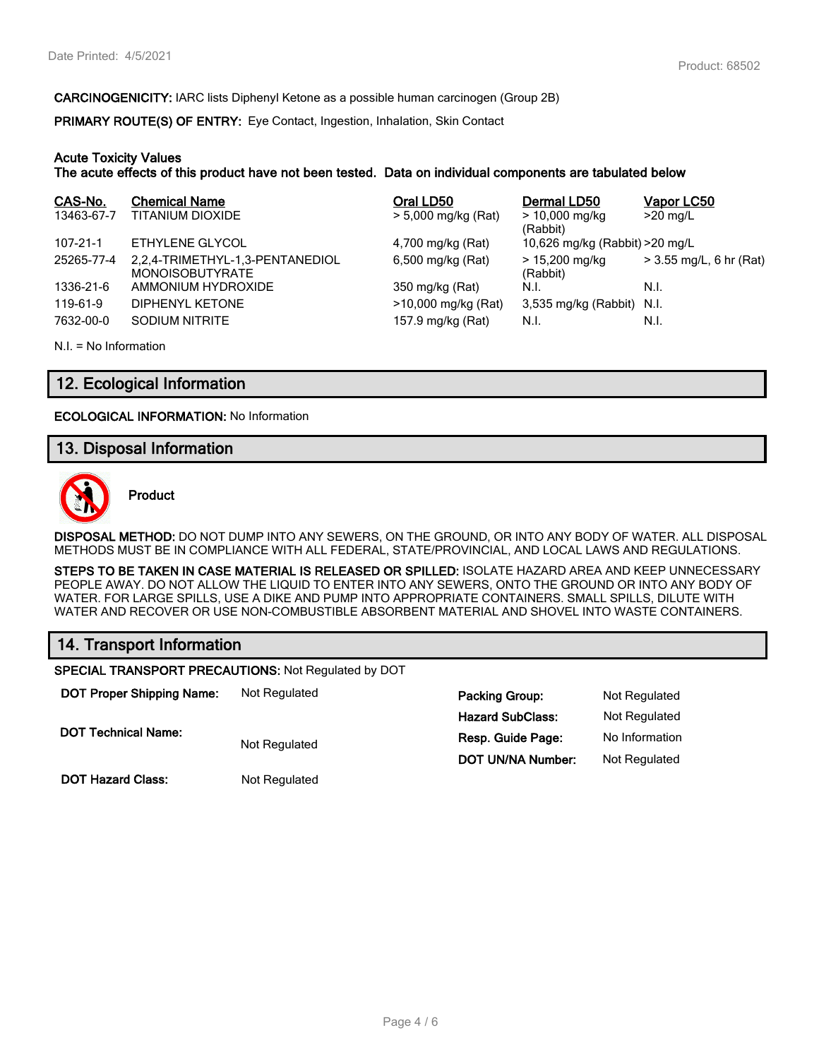**CARCINOGENICITY:** IARC lists Diphenyl Ketone as a possible human carcinogen (Group 2B)

**PRIMARY ROUTE(S) OF ENTRY:** Eye Contact, Ingestion, Inhalation, Skin Contact

**Acute Toxicity Values**
**The acute effects of this product have not been tested. Data on individual components are tabulated below**

| CAS-No. | Chemical Name | Oral LD50 | Dermal LD50 | Vapor LC50 |
|---|---|---|---|---|
| 13463-67-7 | TITANIUM DIOXIDE | > 5,000 mg/kg (Rat) | > 10,000 mg/kg (Rabbit) | >20 mg/L |
| 107-21-1 | ETHYLENE GLYCOL | 4,700 mg/kg (Rat) | 10,626 mg/kg (Rabbit) | >20 mg/L |
| 25265-77-4 | 2,2,4-TRIMETHYL-1,3-PENTANEDIOL MONOISOBUTYRATE | 6,500 mg/kg (Rat) | > 15,200 mg/kg (Rabbit) | > 3.55 mg/L, 6 hr (Rat) |
| 1336-21-6 | AMMONIUM HYDROXIDE | 350 mg/kg (Rat) | N.I. | N.I. |
| 119-61-9 | DIPHENYL KETONE | >10,000 mg/kg (Rat) | 3,535 mg/kg (Rabbit) | N.I. |
| 7632-00-0 | SODIUM NITRITE | 157.9 mg/kg (Rat) | N.I. | N.I. |

N.I. = No Information

## 12. Ecological Information

**ECOLOGICAL INFORMATION:** No Information

## 13. Disposal Information

**Product**

**DISPOSAL METHOD:** DO NOT DUMP INTO ANY SEWERS, ON THE GROUND, OR INTO ANY BODY OF WATER. ALL DISPOSAL METHODS MUST BE IN COMPLIANCE WITH ALL FEDERAL, STATE/PROVINCIAL, AND LOCAL LAWS AND REGULATIONS.

**STEPS TO BE TAKEN IN CASE MATERIAL IS RELEASED OR SPILLED:** ISOLATE HAZARD AREA AND KEEP UNNECESSARY PEOPLE AWAY. DO NOT ALLOW THE LIQUID TO ENTER INTO ANY SEWERS, ONTO THE GROUND OR INTO ANY BODY OF WATER. FOR LARGE SPILLS, USE A DIKE AND PUMP INTO APPROPRIATE CONTAINERS. SMALL SPILLS, DILUTE WITH WATER AND RECOVER OR USE NON-COMBUSTIBLE ABSORBENT MATERIAL AND SHOVEL INTO WASTE CONTAINERS.

## 14. Transport Information

**SPECIAL TRANSPORT PRECAUTIONS:** Not Regulated by DOT

| | | | |
|---|---|---|---|
| **DOT Proper Shipping Name:** | Not Regulated | **Packing Group:** | Not Regulated |
| **DOT Technical Name:** | Not Regulated | **Hazard SubClass:** | Not Regulated |
| | | **Resp. Guide Page:** | No Information |
| | | **DOT UN/NA Number:** | Not Regulated |
| **DOT Hazard Class:** | Not Regulated | | |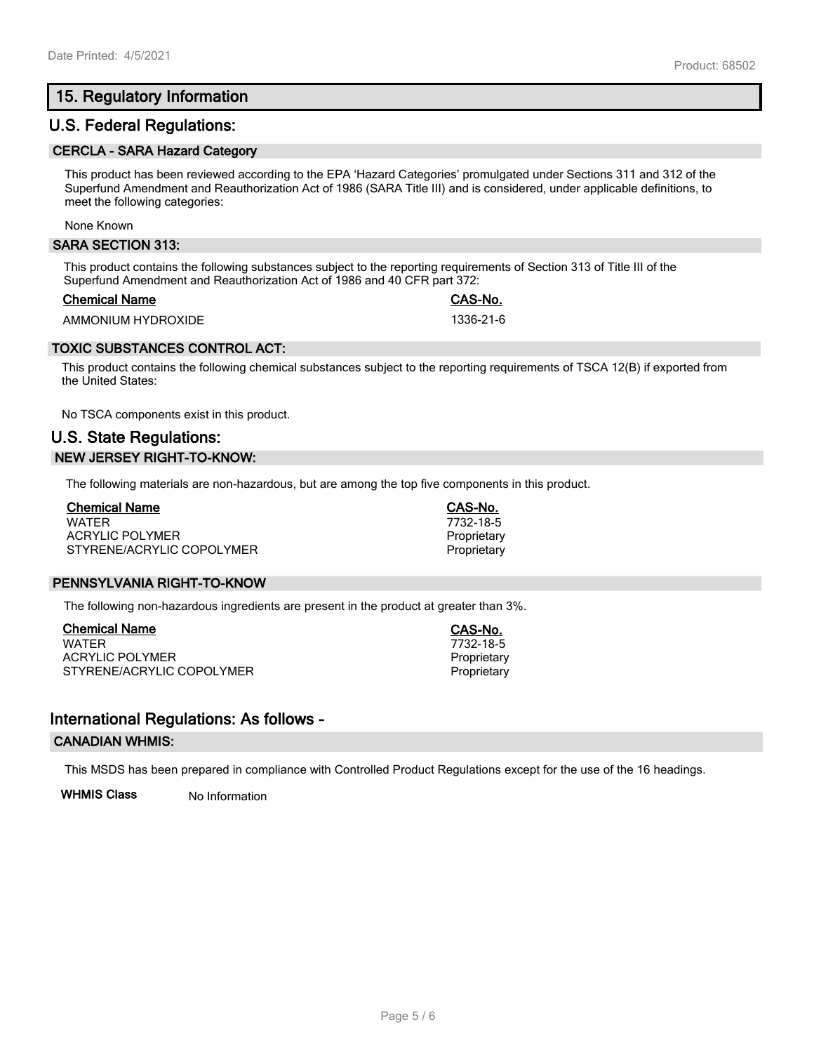## 15. Regulatory Information

### U.S. Federal Regulations:

#### CERCLA - SARA Hazard Category

This product has been reviewed according to the EPA 'Hazard Categories' promulgated under Sections 311 and 312 of the Superfund Amendment and Reauthorization Act of 1986 (SARA Title III) and is considered, under applicable definitions, to meet the following categories:

None Known

#### SARA SECTION 313:

This product contains the following substances subject to the reporting requirements of Section 313 of Title III of the Superfund Amendment and Reauthorization Act of 1986 and 40 CFR part 372:

| Chemical Name | CAS-No. |
|---|---|
| AMMONIUM HYDROXIDE | 1336-21-6 |

#### TOXIC SUBSTANCES CONTROL ACT:

This product contains the following chemical substances subject to the reporting requirements of TSCA 12(B) if exported from the United States:

No TSCA components exist in this product.

### U.S. State Regulations:

#### NEW JERSEY RIGHT-TO-KNOW:

The following materials are non-hazardous, but are among the top five components in this product.

| Chemical Name | CAS-No. |
|---|---|
| WATER | 7732-18-5 |
| ACRYLIC POLYMER | Proprietary |
| STYRENE/ACRYLIC COPOLYMER | Proprietary |

#### PENNSYLVANIA RIGHT-TO-KNOW

The following non-hazardous ingredients are present in the product at greater than 3%.

| Chemical Name | CAS-No. |
|---|---|
| WATER | 7732-18-5 |
| ACRYLIC POLYMER | Proprietary |
| STYRENE/ACRYLIC COPOLYMER | Proprietary |

### International Regulations: As follows -

#### CANADIAN WHMIS:

This MSDS has been prepared in compliance with Controlled Product Regulations except for the use of the 16 headings.

**WHMIS Class** No Information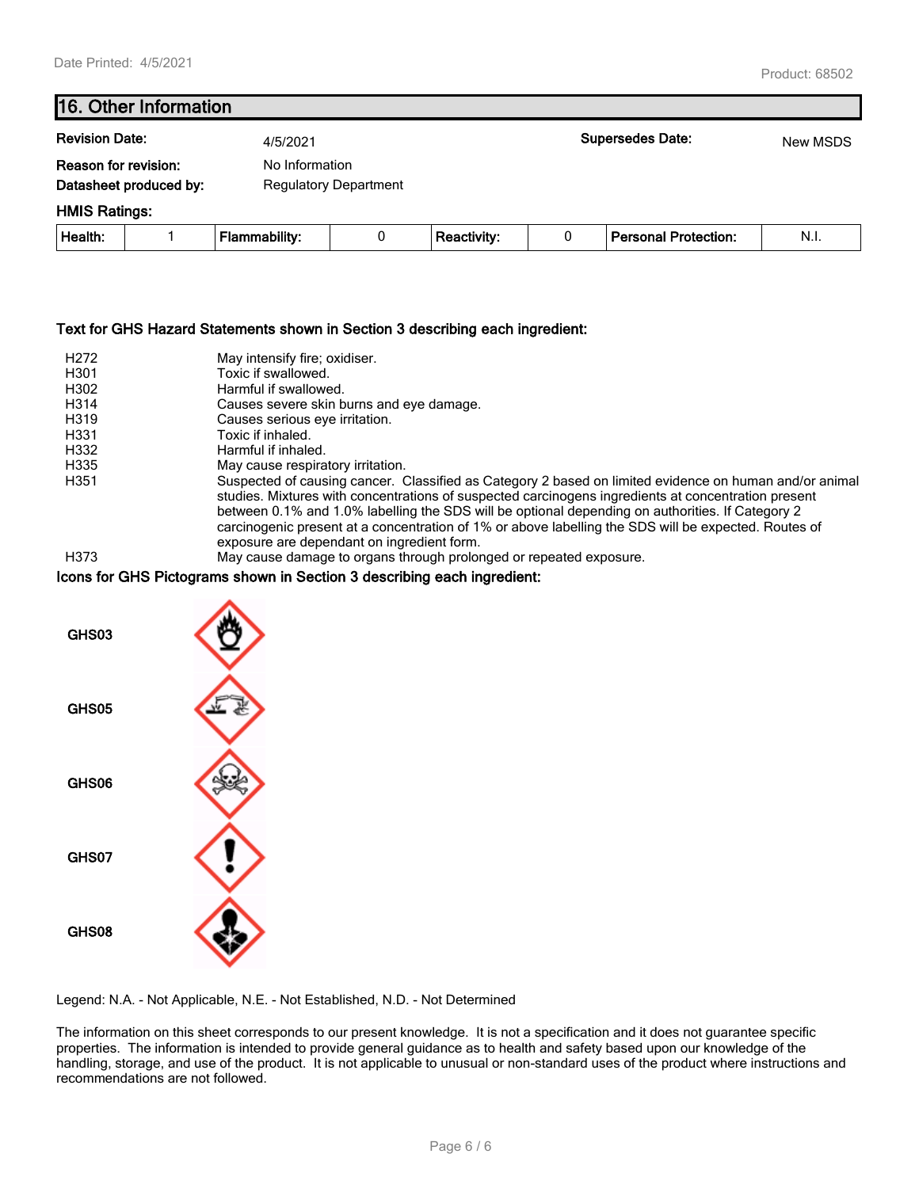## 16. Other Information

| | | | |
|---|---|---|---|
| **Revision Date:** | 4/5/2021 | **Supersedes Date:** | New MSDS |
| **Reason for revision:** | No Information | | |
| **Datasheet produced by:** | Regulatory Department | | |

**HMIS Ratings:**

| | | | | | | | |
|---|---|---|---|---|---|---|---|
| **Health:** | 1 | **Flammability:** | 0 | **Reactivity:** | 0 | **Personal Protection:** | N.I. |

**Text for GHS Hazard Statements shown in Section 3 describing each ingredient:**

| | |
|---|---|
| H272 | May intensify fire; oxidiser. |
| H301 | Toxic if swallowed. |
| H302 | Harmful if swallowed. |
| H314 | Causes severe skin burns and eye damage. |
| H319 | Causes serious eye irritation. |
| H331 | Toxic if inhaled. |
| H332 | Harmful if inhaled. |
| H335 | May cause respiratory irritation. |
| H351 | Suspected of causing cancer. Classified as Category 2 based on limited evidence on human and/or animal studies. Mixtures with concentrations of suspected carcinogens ingredients at concentration present between 0.1% and 1.0% labelling the SDS will be optional depending on authorities. If Category 2 carcinogenic present at a concentration of 1% or above labelling the SDS will be expected. Routes of exposure are dependant on ingredient form. |
| H373 | May cause damage to organs through prolonged or repeated exposure. |

**Icons for GHS Pictograms shown in Section 3 describing each ingredient:**

GHS03

GHS05

GHS06

GHS07

GHS08

Legend: N.A. - Not Applicable, N.E. - Not Established, N.D. - Not Determined

The information on this sheet corresponds to our present knowledge. It is not a specification and it does not guarantee specific properties. The information is intended to provide general guidance as to health and safety based upon our knowledge of the handling, storage, and use of the product. It is not applicable to unusual or non-standard uses of the product where instructions and recommendations are not followed.